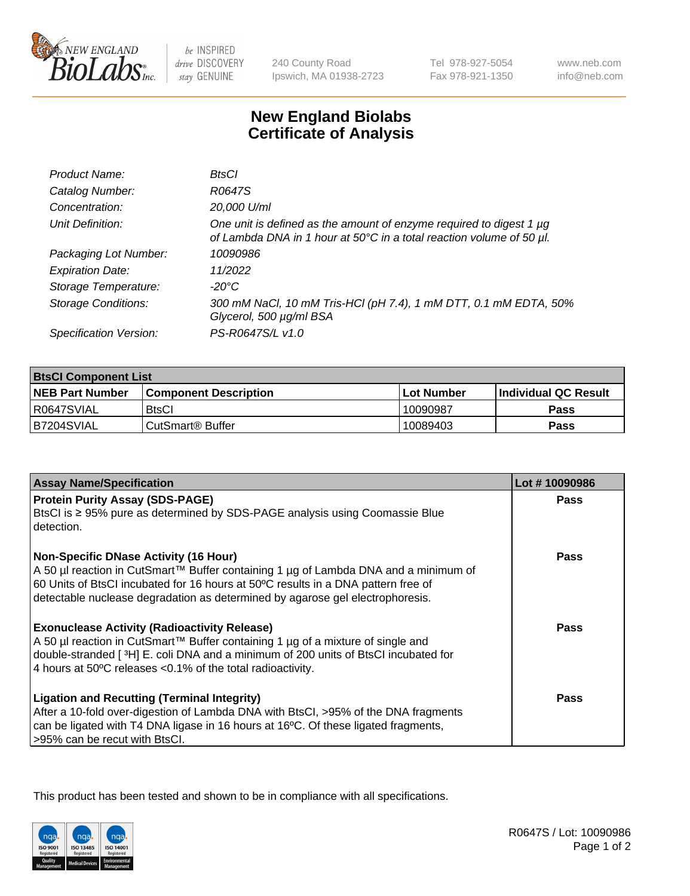NEW ENGLAND BioLabs Inc. — be INSPIRED drive DISCOVERY stay GENUINE

240 County Road
Ipswich, MA 01938-2723

Tel 978-927-5054
Fax 978-921-1350

www.neb.com
info@neb.com

# New England Biolabs
# Certificate of Analysis

| | |
|---|---|
| *Product Name:* | *BtsCI* |
| *Catalog Number:* | *R0647S* |
| *Concentration:* | *20,000 U/ml* |
| *Unit Definition:* | *One unit is defined as the amount of enzyme required to digest 1 µg of Lambda DNA in 1 hour at 50°C in a total reaction volume of 50 µl.* |
| *Packaging Lot Number:* | *10090986* |
| *Expiration Date:* | *11/2022* |
| *Storage Temperature:* | *-20°C* |
| *Storage Conditions:* | *300 mM NaCl, 10 mM Tris-HCl (pH 7.4), 1 mM DTT, 0.1 mM EDTA, 50% Glycerol, 500 µg/ml BSA* |
| *Specification Version:* | *PS-R0647S/L v1.0* |

| **BtsCI Component List** | | | |
|---|---|---|---|
| **NEB Part Number** | **Component Description** | **Lot Number** | **Individual QC Result** |
| R0647SVIAL | BtsCI | 10090987 | **Pass** |
| B7204SVIAL | CutSmart® Buffer | 10089403 | **Pass** |

| **Assay Name/Specification** | **Lot # 10090986** |
|---|---|
| **Protein Purity Assay (SDS-PAGE)**<br>BtsCI is ≥ 95% pure as determined by SDS-PAGE analysis using Coomassie Blue detection. | **Pass** |
| **Non-Specific DNase Activity (16 Hour)**<br>A 50 µl reaction in CutSmart™ Buffer containing 1 µg of Lambda DNA and a minimum of 60 Units of BtsCI incubated for 16 hours at 50ºC results in a DNA pattern free of detectable nuclease degradation as determined by agarose gel electrophoresis. | **Pass** |
| **Exonuclease Activity (Radioactivity Release)**<br>A 50 µl reaction in CutSmart™ Buffer containing 1 µg of a mixture of single and double-stranded [ $^3$H] E. coli DNA and a minimum of 200 units of BtsCI incubated for 4 hours at 50ºC releases <0.1% of the total radioactivity. | **Pass** |
| **Ligation and Recutting (Terminal Integrity)**<br>After a 10-fold over-digestion of Lambda DNA with BtsCI, >95% of the DNA fragments can be ligated with T4 DNA ligase in 16 hours at 16ºC. Of these ligated fragments, >95% can be recut with BtsCI. | **Pass** |

This product has been tested and shown to be in compliance with all specifications.

R0647S / Lot: 10090986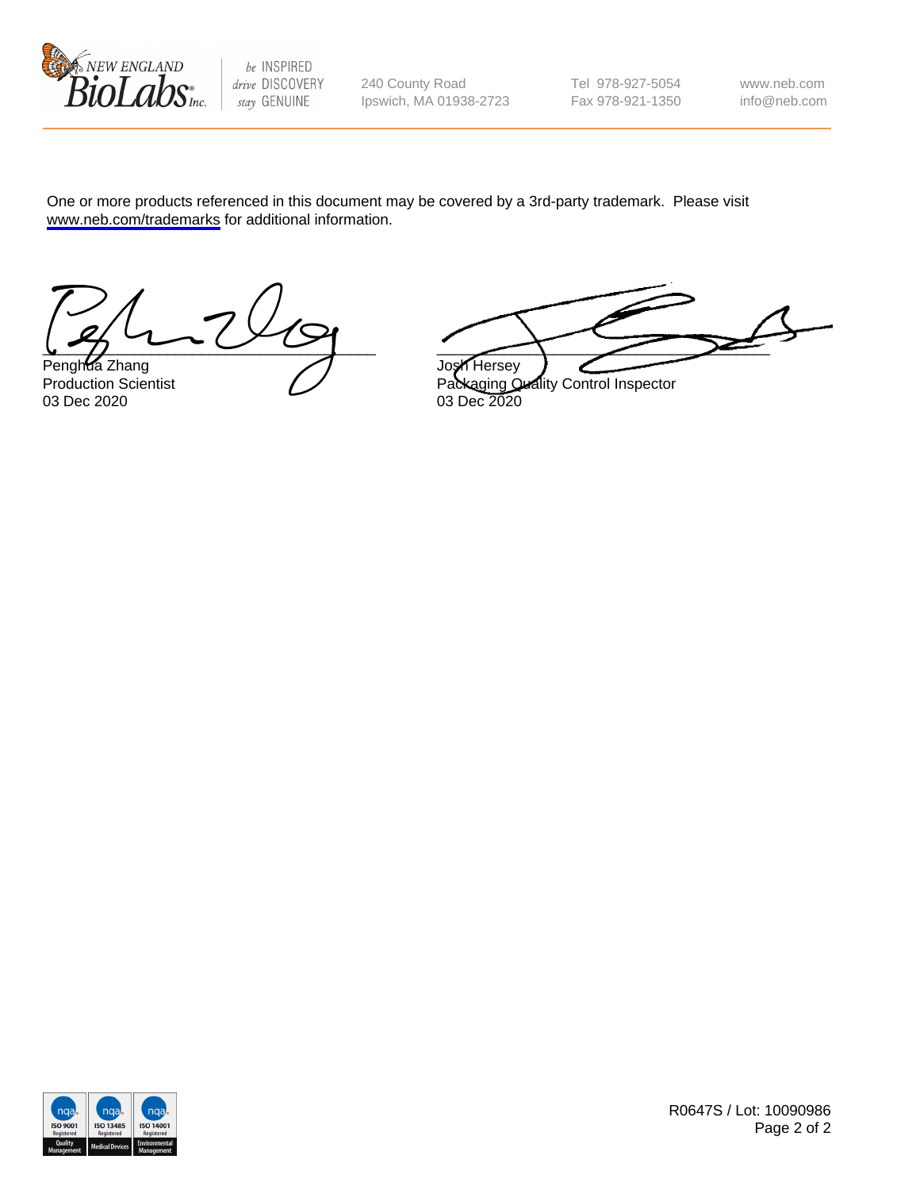One or more products referenced in this document may be covered by a 3rd-party trademark. Please visit www.neb.com/trademarks for additional information.

Penghua Zhang
Production Scientist
03 Dec 2020

Josh Hersey
Packaging Quality Control Inspector
03 Dec 2020

R0647S / Lot: 10090986